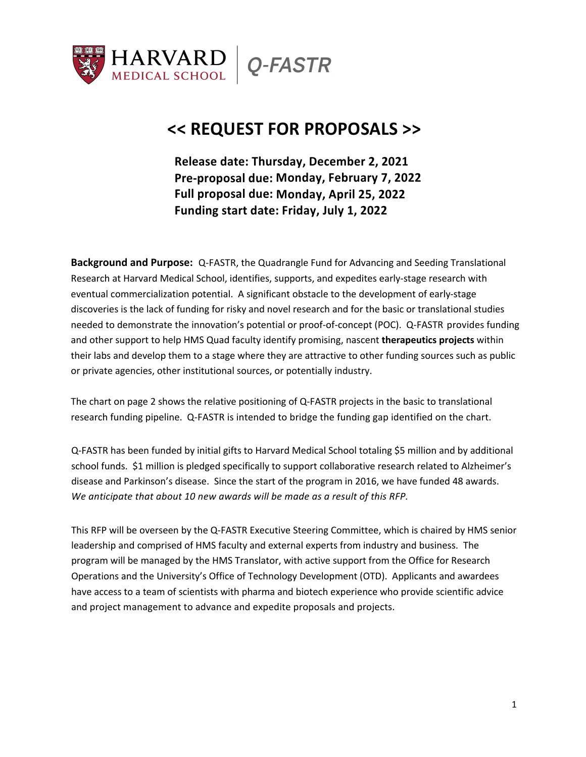HARVARD MEDICAL SCHOOL | *Q-FASTR*

# << REQUEST FOR PROPOSALS >>

**Release date: Thursday, December 2, 2021**
**Pre-proposal due: Monday, February 7, 2022**
**Full proposal due: Monday, April 25, 2022**
**Funding start date: Friday, July 1, 2022**

**Background and Purpose:** Q-FASTR, the Quadrangle Fund for Advancing and Seeding Translational Research at Harvard Medical School, identifies, supports, and expedites early-stage research with eventual commercialization potential. A significant obstacle to the development of early-stage discoveries is the lack of funding for risky and novel research and for the basic or translational studies needed to demonstrate the innovation's potential or proof-of-concept (POC). Q-FASTR provides funding and other support to help HMS Quad faculty identify promising, nascent **therapeutics projects** within their labs and develop them to a stage where they are attractive to other funding sources such as public or private agencies, other institutional sources, or potentially industry.

The chart on page 2 shows the relative positioning of Q-FASTR projects in the basic to translational research funding pipeline. Q-FASTR is intended to bridge the funding gap identified on the chart.

Q-FASTR has been funded by initial gifts to Harvard Medical School totaling $5 million and by additional school funds. $1 million is pledged specifically to support collaborative research related to Alzheimer's disease and Parkinson's disease. Since the start of the program in 2016, we have funded 48 awards. *We anticipate that about 10 new awards will be made as a result of this RFP.*

This RFP will be overseen by the Q-FASTR Executive Steering Committee, which is chaired by HMS senior leadership and comprised of HMS faculty and external experts from industry and business. The program will be managed by the HMS Translator, with active support from the Office for Research Operations and the University's Office of Technology Development (OTD). Applicants and awardees have access to a team of scientists with pharma and biotech experience who provide scientific advice and project management to advance and expedite proposals and projects.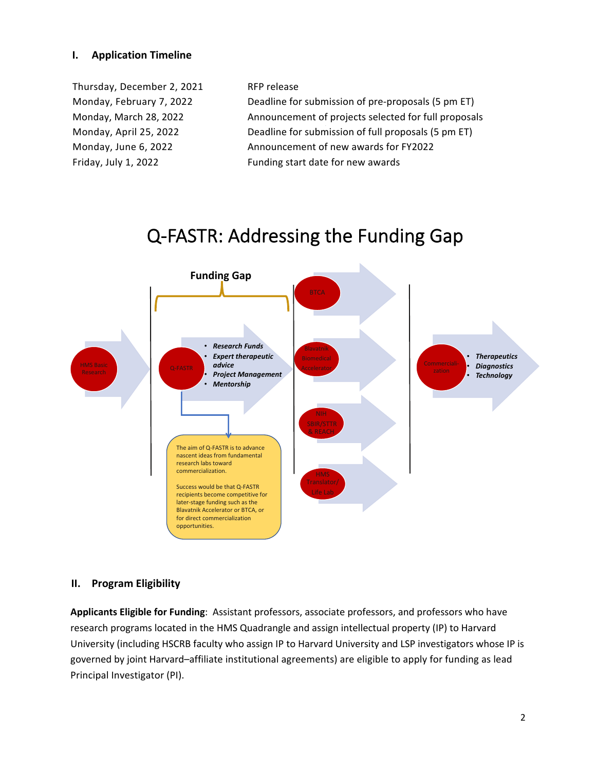## I. Application Timeline

| | |
|---|---|
| Thursday, December 2, 2021 | RFP release |
| Monday, February 7, 2022 | Deadline for submission of pre-proposals (5 pm ET) |
| Monday, March 28, 2022 | Announcement of projects selected for full proposals |
| Monday, April 25, 2022 | Deadline for submission of full proposals (5 pm ET) |
| Monday, June 6, 2022 | Announcement of new awards for FY2022 |
| Friday, July 1, 2022 | Funding start date for new awards |

# Q-FASTR: Addressing the Funding Gap

**Funding Gap**

HMS Basic Research → Q-FASTR → BTCA / Blavatnik Biomedical Accelerator / NIH SBIR/STTR & REACH / HMS Translator/ Life Lab → Commercialization

Q-FASTR:
- *Research Funds*
- *Expert therapeutic advice*
- *Project Management*
- *Mentorship*

Commercialization:
- *Therapeutics*
- *Diagnostics*
- *Technology*

The aim of Q-FASTR is to advance nascent ideas from fundamental research labs toward commercialization.

Success would be that Q-FASTR recipients become competitive for later-stage funding such as the Blavatnik Accelerator or BTCA, or for direct commercialization opportunities.

## II. Program Eligibility

**Applicants Eligible for Funding**: Assistant professors, associate professors, and professors who have research programs located in the HMS Quadrangle and assign intellectual property (IP) to Harvard University (including HSCRB faculty who assign IP to Harvard University and LSP investigators whose IP is governed by joint Harvard–affiliate institutional agreements) are eligible to apply for funding as lead Principal Investigator (PI).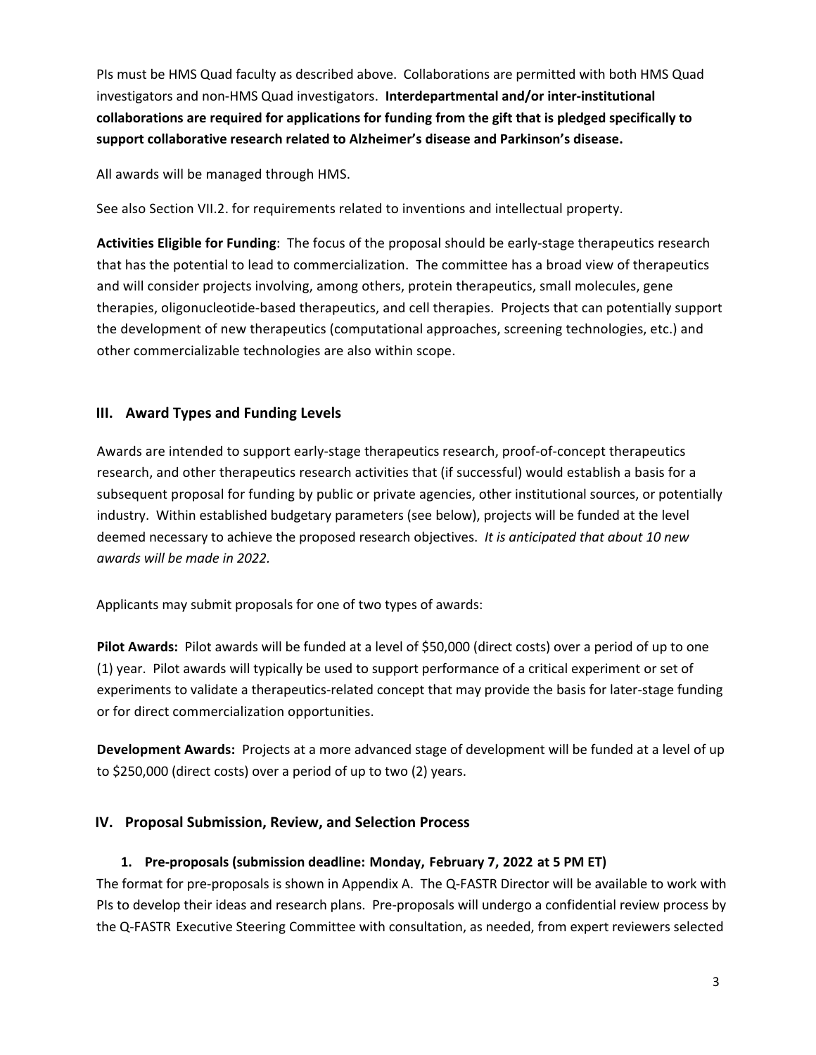PIs must be HMS Quad faculty as described above. Collaborations are permitted with both HMS Quad investigators and non-HMS Quad investigators. **Interdepartmental and/or inter-institutional collaborations are required for applications for funding from the gift that is pledged specifically to support collaborative research related to Alzheimer's disease and Parkinson's disease.**

All awards will be managed through HMS.

See also Section VII.2. for requirements related to inventions and intellectual property.

**Activities Eligible for Funding**: The focus of the proposal should be early-stage therapeutics research that has the potential to lead to commercialization. The committee has a broad view of therapeutics and will consider projects involving, among others, protein therapeutics, small molecules, gene therapies, oligonucleotide-based therapeutics, and cell therapies. Projects that can potentially support the development of new therapeutics (computational approaches, screening technologies, etc.) and other commercializable technologies are also within scope.

## III. Award Types and Funding Levels

Awards are intended to support early-stage therapeutics research, proof-of-concept therapeutics research, and other therapeutics research activities that (if successful) would establish a basis for a subsequent proposal for funding by public or private agencies, other institutional sources, or potentially industry. Within established budgetary parameters (see below), projects will be funded at the level deemed necessary to achieve the proposed research objectives. *It is anticipated that about 10 new awards will be made in 2022.*

Applicants may submit proposals for one of two types of awards:

**Pilot Awards:** Pilot awards will be funded at a level of $50,000 (direct costs) over a period of up to one (1) year. Pilot awards will typically be used to support performance of a critical experiment or set of experiments to validate a therapeutics-related concept that may provide the basis for later-stage funding or for direct commercialization opportunities.

**Development Awards:** Projects at a more advanced stage of development will be funded at a level of up to $250,000 (direct costs) over a period of up to two (2) years.

## IV. Proposal Submission, Review, and Selection Process

### 1. Pre-proposals (submission deadline: Monday, February 7, 2022 at 5 PM ET)

The format for pre-proposals is shown in Appendix A. The Q-FASTR Director will be available to work with PIs to develop their ideas and research plans. Pre-proposals will undergo a confidential review process by the Q-FASTR Executive Steering Committee with consultation, as needed, from expert reviewers selected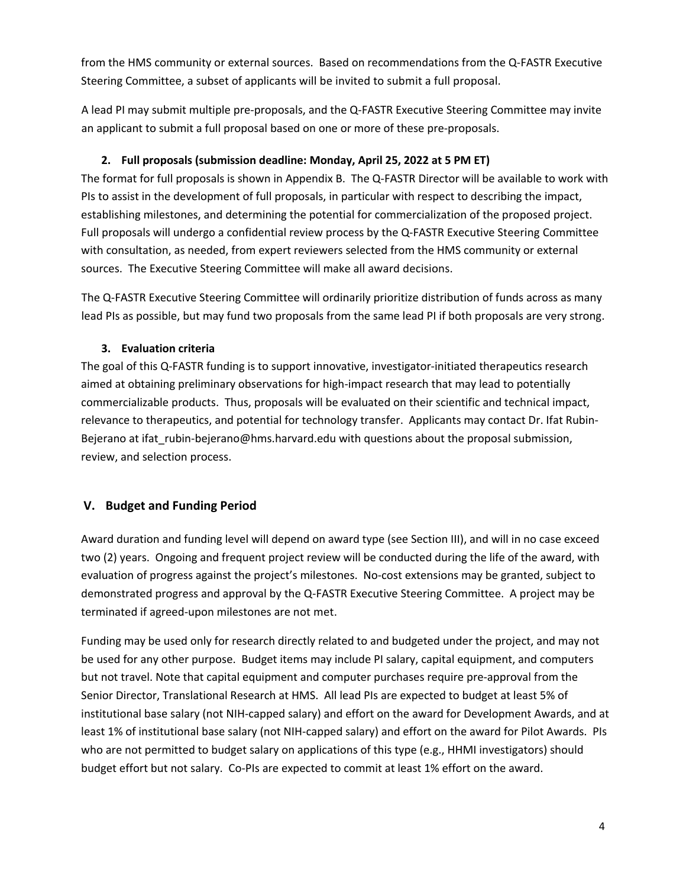from the HMS community or external sources. Based on recommendations from the Q-FASTR Executive Steering Committee, a subset of applicants will be invited to submit a full proposal.

A lead PI may submit multiple pre-proposals, and the Q-FASTR Executive Steering Committee may invite an applicant to submit a full proposal based on one or more of these pre-proposals.

### 2. Full proposals (submission deadline: Monday, April 25, 2022 at 5 PM ET)

The format for full proposals is shown in Appendix B. The Q-FASTR Director will be available to work with PIs to assist in the development of full proposals, in particular with respect to describing the impact, establishing milestones, and determining the potential for commercialization of the proposed project. Full proposals will undergo a confidential review process by the Q-FASTR Executive Steering Committee with consultation, as needed, from expert reviewers selected from the HMS community or external sources. The Executive Steering Committee will make all award decisions.

The Q-FASTR Executive Steering Committee will ordinarily prioritize distribution of funds across as many lead PIs as possible, but may fund two proposals from the same lead PI if both proposals are very strong.

### 3. Evaluation criteria

The goal of this Q-FASTR funding is to support innovative, investigator-initiated therapeutics research aimed at obtaining preliminary observations for high-impact research that may lead to potentially commercializable products. Thus, proposals will be evaluated on their scientific and technical impact, relevance to therapeutics, and potential for technology transfer. Applicants may contact Dr. Ifat Rubin-Bejerano at ifat_rubin-bejerano@hms.harvard.edu with questions about the proposal submission, review, and selection process.

## V. Budget and Funding Period

Award duration and funding level will depend on award type (see Section III), and will in no case exceed two (2) years. Ongoing and frequent project review will be conducted during the life of the award, with evaluation of progress against the project's milestones. No-cost extensions may be granted, subject to demonstrated progress and approval by the Q-FASTR Executive Steering Committee. A project may be terminated if agreed-upon milestones are not met.

Funding may be used only for research directly related to and budgeted under the project, and may not be used for any other purpose. Budget items may include PI salary, capital equipment, and computers but not travel. Note that capital equipment and computer purchases require pre-approval from the Senior Director, Translational Research at HMS. All lead PIs are expected to budget at least 5% of institutional base salary (not NIH-capped salary) and effort on the award for Development Awards, and at least 1% of institutional base salary (not NIH-capped salary) and effort on the award for Pilot Awards. PIs who are not permitted to budget salary on applications of this type (e.g., HHMI investigators) should budget effort but not salary. Co-PIs are expected to commit at least 1% effort on the award.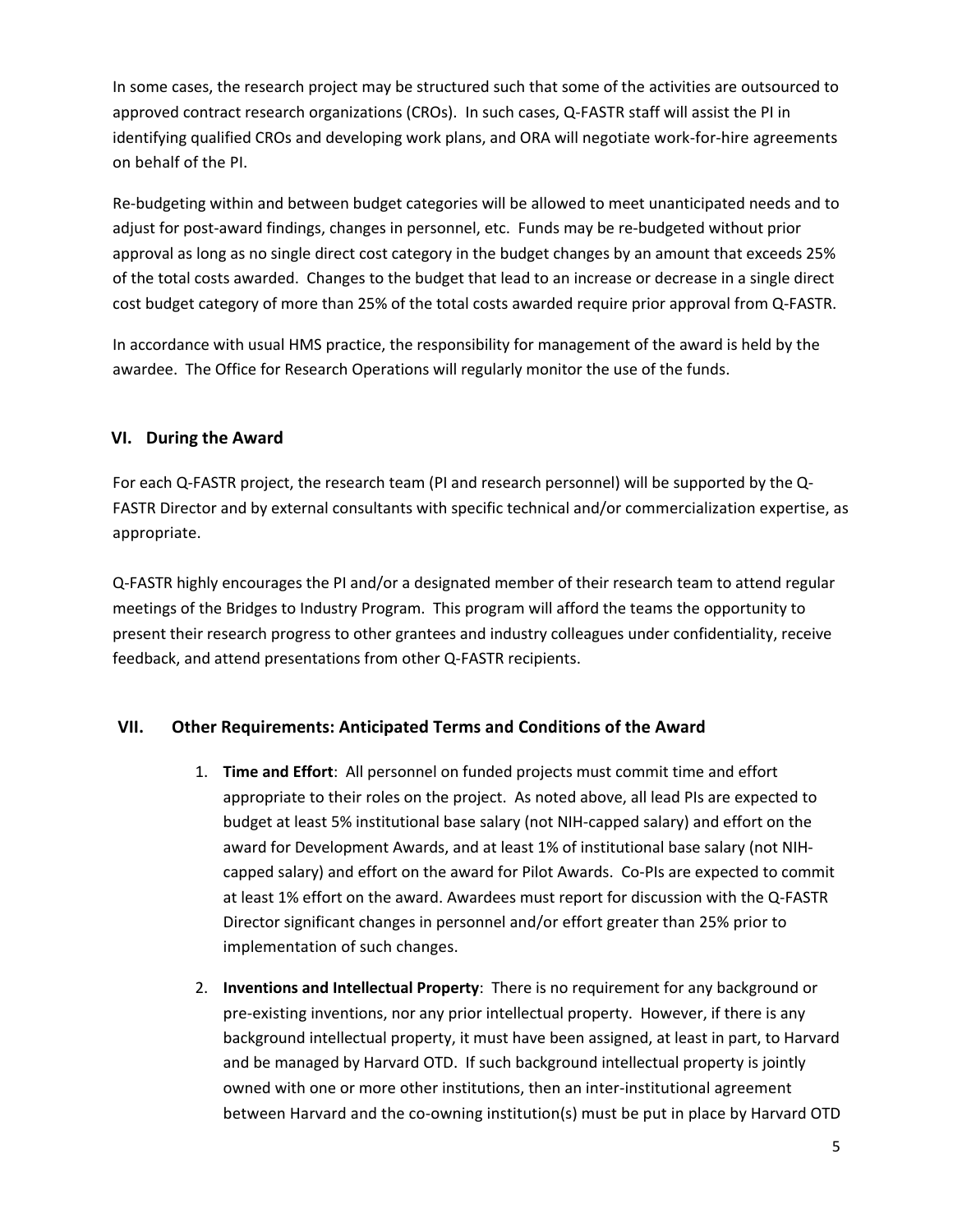In some cases, the research project may be structured such that some of the activities are outsourced to approved contract research organizations (CROs). In such cases, Q-FASTR staff will assist the PI in identifying qualified CROs and developing work plans, and ORA will negotiate work-for-hire agreements on behalf of the PI.

Re-budgeting within and between budget categories will be allowed to meet unanticipated needs and to adjust for post-award findings, changes in personnel, etc. Funds may be re-budgeted without prior approval as long as no single direct cost category in the budget changes by an amount that exceeds 25% of the total costs awarded. Changes to the budget that lead to an increase or decrease in a single direct cost budget category of more than 25% of the total costs awarded require prior approval from Q-FASTR.

In accordance with usual HMS practice, the responsibility for management of the award is held by the awardee. The Office for Research Operations will regularly monitor the use of the funds.

## VI. During the Award

For each Q-FASTR project, the research team (PI and research personnel) will be supported by the Q-FASTR Director and by external consultants with specific technical and/or commercialization expertise, as appropriate.

Q-FASTR highly encourages the PI and/or a designated member of their research team to attend regular meetings of the Bridges to Industry Program. This program will afford the teams the opportunity to present their research progress to other grantees and industry colleagues under confidentiality, receive feedback, and attend presentations from other Q-FASTR recipients.

## VII. Other Requirements: Anticipated Terms and Conditions of the Award

1. **Time and Effort**: All personnel on funded projects must commit time and effort appropriate to their roles on the project. As noted above, all lead PIs are expected to budget at least 5% institutional base salary (not NIH-capped salary) and effort on the award for Development Awards, and at least 1% of institutional base salary (not NIH-capped salary) and effort on the award for Pilot Awards. Co-PIs are expected to commit at least 1% effort on the award. Awardees must report for discussion with the Q-FASTR Director significant changes in personnel and/or effort greater than 25% prior to implementation of such changes.
2. **Inventions and Intellectual Property**: There is no requirement for any background or pre-existing inventions, nor any prior intellectual property. However, if there is any background intellectual property, it must have been assigned, at least in part, to Harvard and be managed by Harvard OTD. If such background intellectual property is jointly owned with one or more other institutions, then an inter-institutional agreement between Harvard and the co-owning institution(s) must be put in place by Harvard OTD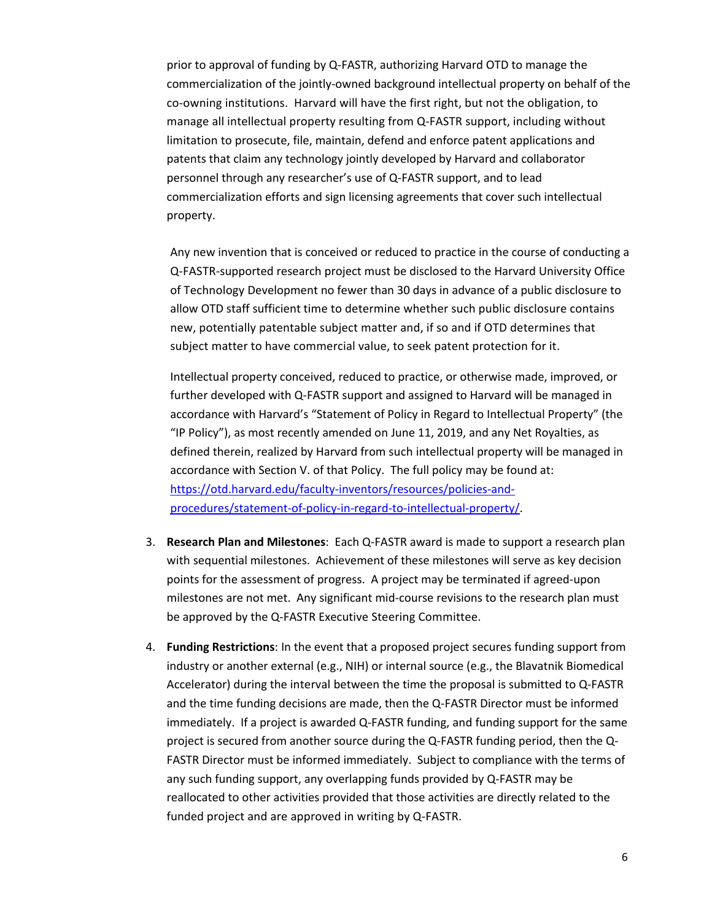prior to approval of funding by Q-FASTR, authorizing Harvard OTD to manage the commercialization of the jointly-owned background intellectual property on behalf of the co-owning institutions. Harvard will have the first right, but not the obligation, to manage all intellectual property resulting from Q-FASTR support, including without limitation to prosecute, file, maintain, defend and enforce patent applications and patents that claim any technology jointly developed by Harvard and collaborator personnel through any researcher's use of Q-FASTR support, and to lead commercialization efforts and sign licensing agreements that cover such intellectual property.

Any new invention that is conceived or reduced to practice in the course of conducting a Q-FASTR-supported research project must be disclosed to the Harvard University Office of Technology Development no fewer than 30 days in advance of a public disclosure to allow OTD staff sufficient time to determine whether such public disclosure contains new, potentially patentable subject matter and, if so and if OTD determines that subject matter to have commercial value, to seek patent protection for it.

Intellectual property conceived, reduced to practice, or otherwise made, improved, or further developed with Q-FASTR support and assigned to Harvard will be managed in accordance with Harvard's "Statement of Policy in Regard to Intellectual Property" (the "IP Policy"), as most recently amended on June 11, 2019, and any Net Royalties, as defined therein, realized by Harvard from such intellectual property will be managed in accordance with Section V. of that Policy. The full policy may be found at: [https://otd.harvard.edu/faculty-inventors/resources/policies-and-procedures/statement-of-policy-in-regard-to-intellectual-property/](https://otd.harvard.edu/faculty-inventors/resources/policies-and-procedures/statement-of-policy-in-regard-to-intellectual-property/).

3. **Research Plan and Milestones**: Each Q-FASTR award is made to support a research plan with sequential milestones. Achievement of these milestones will serve as key decision points for the assessment of progress. A project may be terminated if agreed-upon milestones are not met. Any significant mid-course revisions to the research plan must be approved by the Q-FASTR Executive Steering Committee.

4. **Funding Restrictions**: In the event that a proposed project secures funding support from industry or another external (e.g., NIH) or internal source (e.g., the Blavatnik Biomedical Accelerator) during the interval between the time the proposal is submitted to Q-FASTR and the time funding decisions are made, then the Q-FASTR Director must be informed immediately. If a project is awarded Q-FASTR funding, and funding support for the same project is secured from another source during the Q-FASTR funding period, then the Q-FASTR Director must be informed immediately. Subject to compliance with the terms of any such funding support, any overlapping funds provided by Q-FASTR may be reallocated to other activities provided that those activities are directly related to the funded project and are approved in writing by Q-FASTR.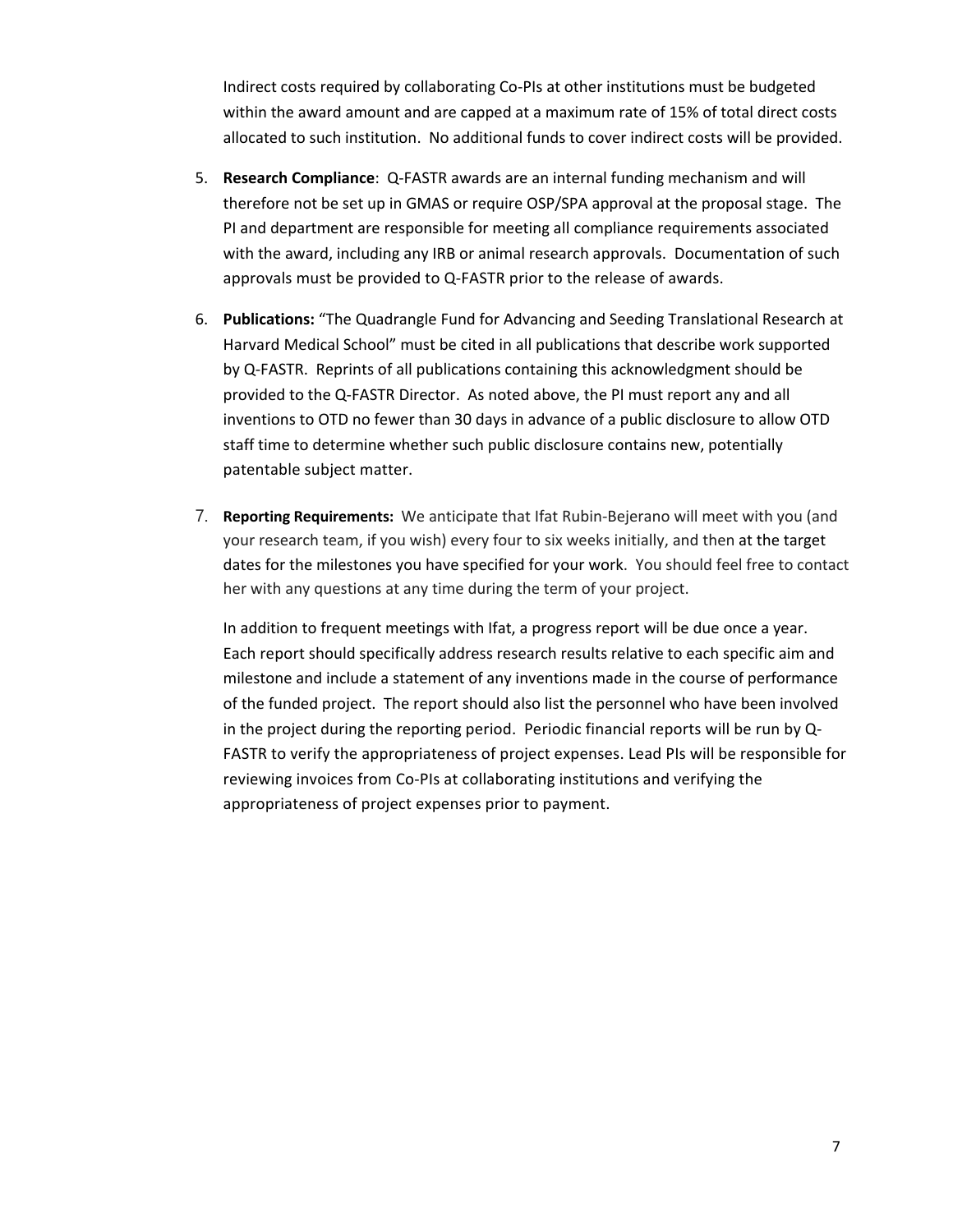Indirect costs required by collaborating Co-PIs at other institutions must be budgeted within the award amount and are capped at a maximum rate of 15% of total direct costs allocated to such institution. No additional funds to cover indirect costs will be provided.

5. **Research Compliance**: Q-FASTR awards are an internal funding mechanism and will therefore not be set up in GMAS or require OSP/SPA approval at the proposal stage. The PI and department are responsible for meeting all compliance requirements associated with the award, including any IRB or animal research approvals. Documentation of such approvals must be provided to Q-FASTR prior to the release of awards.

6. **Publications:** "The Quadrangle Fund for Advancing and Seeding Translational Research at Harvard Medical School" must be cited in all publications that describe work supported by Q-FASTR. Reprints of all publications containing this acknowledgment should be provided to the Q-FASTR Director. As noted above, the PI must report any and all inventions to OTD no fewer than 30 days in advance of a public disclosure to allow OTD staff time to determine whether such public disclosure contains new, potentially patentable subject matter.

7. **Reporting Requirements:** We anticipate that Ifat Rubin-Bejerano will meet with you (and your research team, if you wish) every four to six weeks initially, and then at the target dates for the milestones you have specified for your work. You should feel free to contact her with any questions at any time during the term of your project.

   In addition to frequent meetings with Ifat, a progress report will be due once a year. Each report should specifically address research results relative to each specific aim and milestone and include a statement of any inventions made in the course of performance of the funded project. The report should also list the personnel who have been involved in the project during the reporting period. Periodic financial reports will be run by Q-FASTR to verify the appropriateness of project expenses. Lead PIs will be responsible for reviewing invoices from Co-PIs at collaborating institutions and verifying the appropriateness of project expenses prior to payment.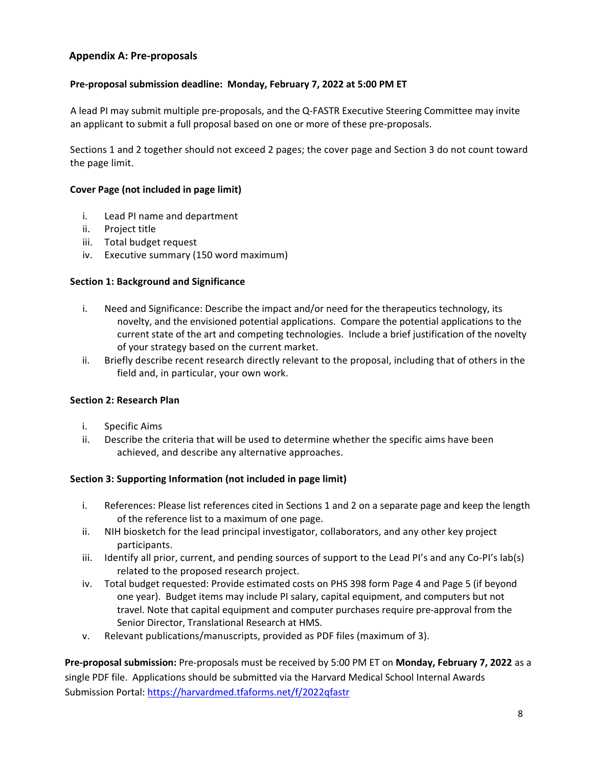## Appendix A: Pre-proposals

**Pre-proposal submission deadline: Monday, February 7, 2022 at 5:00 PM ET**

A lead PI may submit multiple pre-proposals, and the Q-FASTR Executive Steering Committee may invite an applicant to submit a full proposal based on one or more of these pre-proposals.

Sections 1 and 2 together should not exceed 2 pages; the cover page and Section 3 do not count toward the page limit.

**Cover Page (not included in page limit)**

i. Lead PI name and department
ii. Project title
iii. Total budget request
iv. Executive summary (150 word maximum)

**Section 1: Background and Significance**

i. Need and Significance: Describe the impact and/or need for the therapeutics technology, its novelty, and the envisioned potential applications. Compare the potential applications to the current state of the art and competing technologies. Include a brief justification of the novelty of your strategy based on the current market.
ii. Briefly describe recent research directly relevant to the proposal, including that of others in the field and, in particular, your own work.

**Section 2: Research Plan**

i. Specific Aims
ii. Describe the criteria that will be used to determine whether the specific aims have been achieved, and describe any alternative approaches.

**Section 3: Supporting Information (not included in page limit)**

i. References: Please list references cited in Sections 1 and 2 on a separate page and keep the length of the reference list to a maximum of one page.
ii. NIH biosketch for the lead principal investigator, collaborators, and any other key project participants.
iii. Identify all prior, current, and pending sources of support to the Lead PI's and any Co-PI's lab(s) related to the proposed research project.
iv. Total budget requested: Provide estimated costs on PHS 398 form Page 4 and Page 5 (if beyond one year). Budget items may include PI salary, capital equipment, and computers but not travel. Note that capital equipment and computer purchases require pre-approval from the Senior Director, Translational Research at HMS.
v. Relevant publications/manuscripts, provided as PDF files (maximum of 3).

**Pre-proposal submission:** Pre-proposals must be received by 5:00 PM ET on **Monday, February 7, 2022** as a single PDF file. Applications should be submitted via the Harvard Medical School Internal Awards Submission Portal: https://harvardmed.tfaforms.net/f/2022qfastr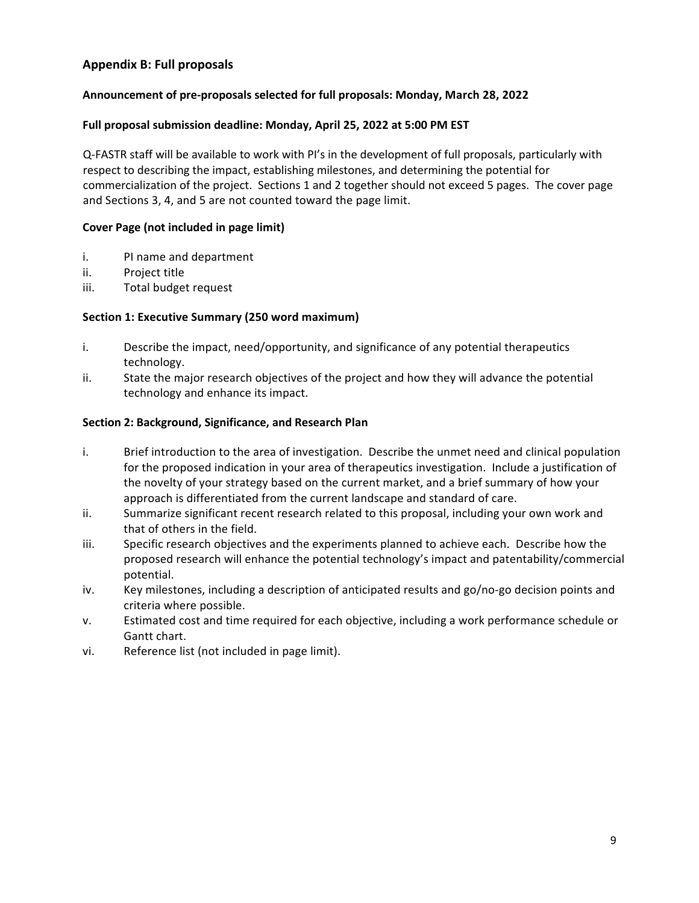## Appendix B: Full proposals

**Announcement of pre-proposals selected for full proposals: Monday, March 28, 2022**

**Full proposal submission deadline: Monday, April 25, 2022 at 5:00 PM EST**

Q-FASTR staff will be available to work with PI's in the development of full proposals, particularly with respect to describing the impact, establishing milestones, and determining the potential for commercialization of the project. Sections 1 and 2 together should not exceed 5 pages. The cover page and Sections 3, 4, and 5 are not counted toward the page limit.

**Cover Page (not included in page limit)**

i. PI name and department
ii. Project title
iii. Total budget request

**Section 1: Executive Summary (250 word maximum)**

i. Describe the impact, need/opportunity, and significance of any potential therapeutics technology.
ii. State the major research objectives of the project and how they will advance the potential technology and enhance its impact.

**Section 2: Background, Significance, and Research Plan**

i. Brief introduction to the area of investigation. Describe the unmet need and clinical population for the proposed indication in your area of therapeutics investigation. Include a justification of the novelty of your strategy based on the current market, and a brief summary of how your approach is differentiated from the current landscape and standard of care.
ii. Summarize significant recent research related to this proposal, including your own work and that of others in the field.
iii. Specific research objectives and the experiments planned to achieve each. Describe how the proposed research will enhance the potential technology's impact and patentability/commercial potential.
iv. Key milestones, including a description of anticipated results and go/no-go decision points and criteria where possible.
v. Estimated cost and time required for each objective, including a work performance schedule or Gantt chart.
vi. Reference list (not included in page limit).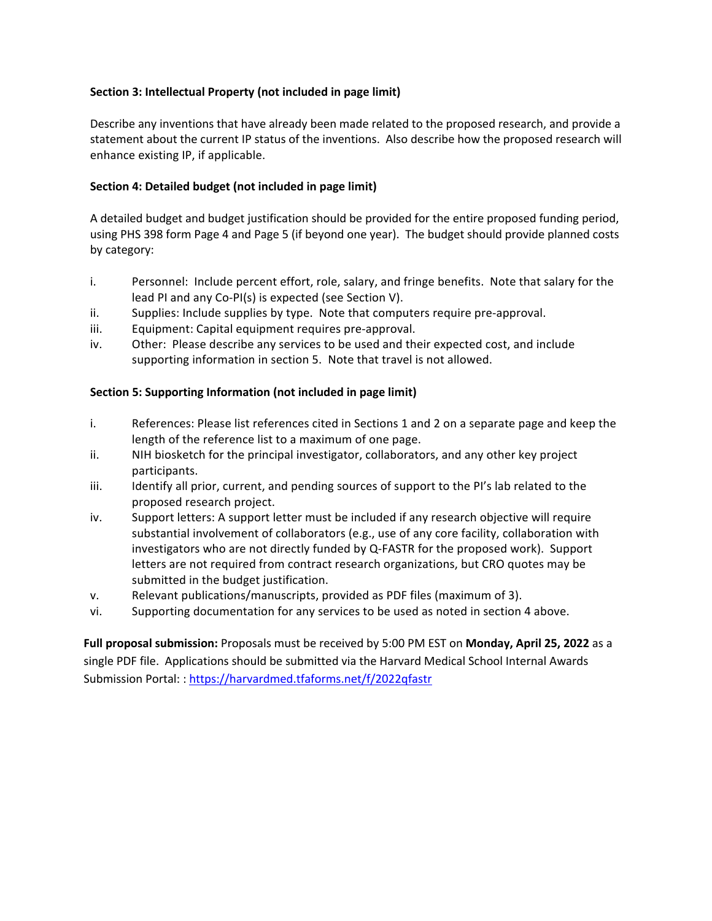**Section 3: Intellectual Property (not included in page limit)**

Describe any inventions that have already been made related to the proposed research, and provide a statement about the current IP status of the inventions. Also describe how the proposed research will enhance existing IP, if applicable.

**Section 4: Detailed budget (not included in page limit)**

A detailed budget and budget justification should be provided for the entire proposed funding period, using PHS 398 form Page 4 and Page 5 (if beyond one year). The budget should provide planned costs by category:

i. Personnel: Include percent effort, role, salary, and fringe benefits. Note that salary for the lead PI and any Co-PI(s) is expected (see Section V).
ii. Supplies: Include supplies by type. Note that computers require pre-approval.
iii. Equipment: Capital equipment requires pre-approval.
iv. Other: Please describe any services to be used and their expected cost, and include supporting information in section 5. Note that travel is not allowed.

**Section 5: Supporting Information (not included in page limit)**

i. References: Please list references cited in Sections 1 and 2 on a separate page and keep the length of the reference list to a maximum of one page.
ii. NIH biosketch for the principal investigator, collaborators, and any other key project participants.
iii. Identify all prior, current, and pending sources of support to the PI's lab related to the proposed research project.
iv. Support letters: A support letter must be included if any research objective will require substantial involvement of collaborators (e.g., use of any core facility, collaboration with investigators who are not directly funded by Q-FASTR for the proposed work). Support letters are not required from contract research organizations, but CRO quotes may be submitted in the budget justification.
v. Relevant publications/manuscripts, provided as PDF files (maximum of 3).
vi. Supporting documentation for any services to be used as noted in section 4 above.

**Full proposal submission:** Proposals must be received by 5:00 PM EST on **Monday, April 25, 2022** as a single PDF file. Applications should be submitted via the Harvard Medical School Internal Awards Submission Portal: : https://harvardmed.tfaforms.net/f/2022qfastr